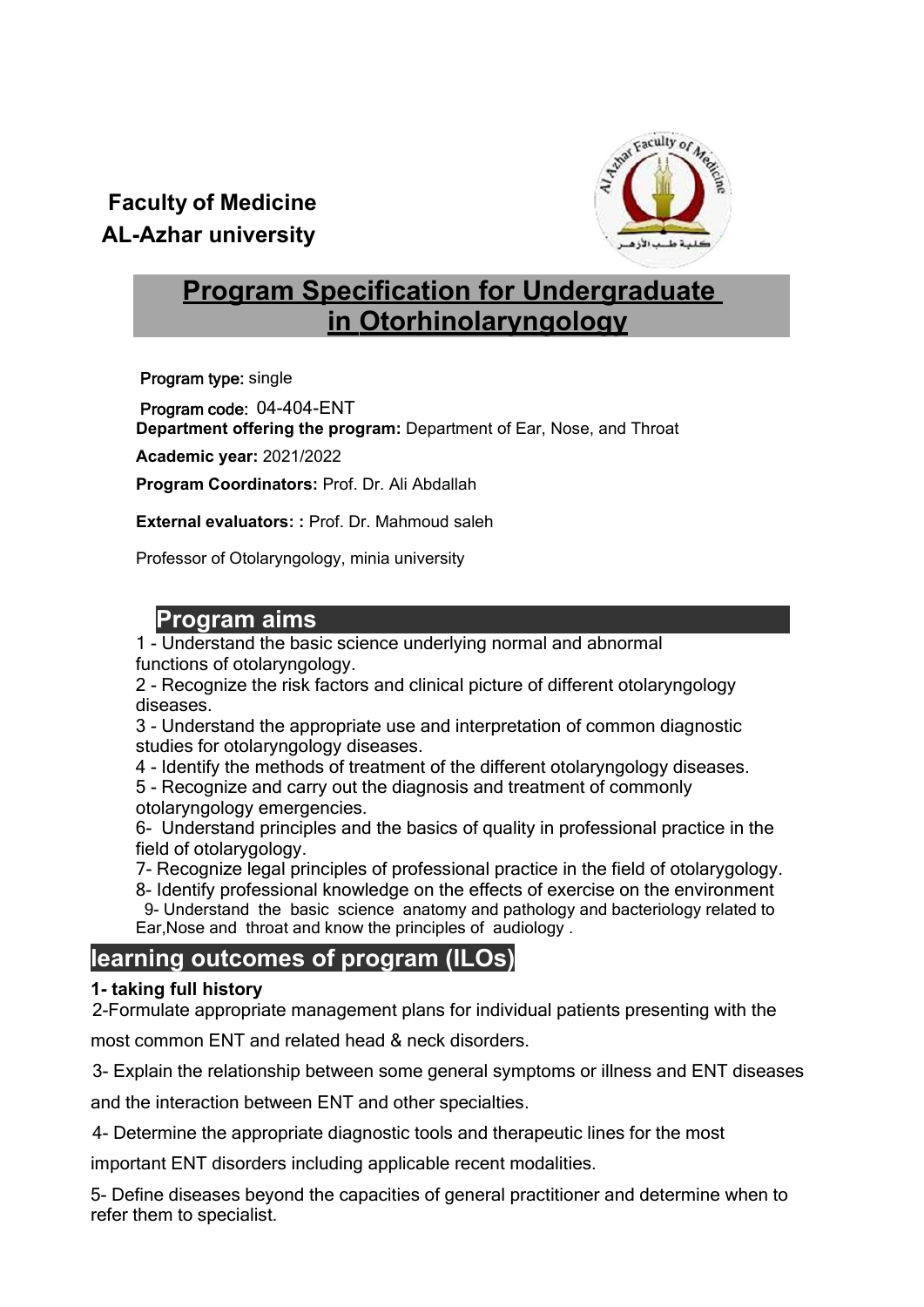**Faculty of Medicine**
**AL-Azhar university**

# Program Specification for Undergraduate in Otorhinolaryngology

**Program type:** single

**Program code:** 04-404-ENT

**Department offering the program:** Department of Ear, Nose, and Throat

**Academic year:** 2021/2022

**Program Coordinators:** Prof. Dr. Ali Abdallah

**External evaluators: :** Prof. Dr. Mahmoud saleh

Professor of Otolaryngology, minia university

## Program aims

1 - Understand the basic science underlying normal and abnormal functions of otolaryngology.
2 - Recognize the risk factors and clinical picture of different otolaryngology diseases.
3 - Understand the appropriate use and interpretation of common diagnostic studies for otolaryngology diseases.
4 - Identify the methods of treatment of the different otolaryngology diseases.
5 - Recognize and carry out the diagnosis and treatment of commonly otolaryngology emergencies.
6- Understand principles and the basics of quality in professional practice in the field of otolarygology.
7- Recognize legal principles of professional practice in the field of otolarygology.
8- Identify professional knowledge on the effects of exercise on the environment
9- Understand the basic science anatomy and pathology and bacteriology related to Ear,Nose and throat and know the principles of audiology .

## learning outcomes of program (ILOs)

**1- taking full history**

2-Formulate appropriate management plans for individual patients presenting with the most common ENT and related head & neck disorders.

3- Explain the relationship between some general symptoms or illness and ENT diseases and the interaction between ENT and other specialties.

4- Determine the appropriate diagnostic tools and therapeutic lines for the most important ENT disorders including applicable recent modalities.

5- Define diseases beyond the capacities of general practitioner and determine when to refer them to specialist.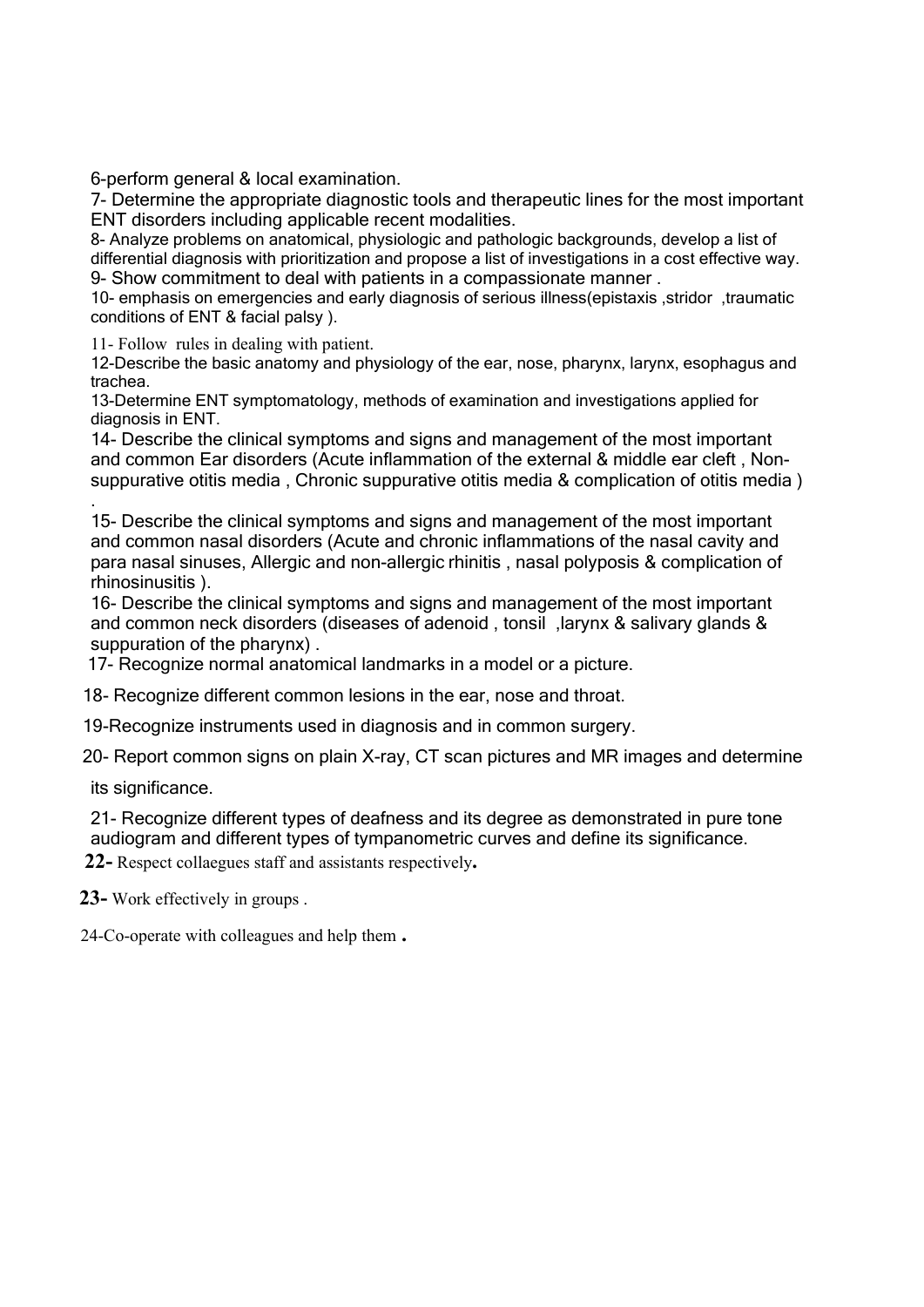6-perform general & local examination.

7- Determine the appropriate diagnostic tools and therapeutic lines for the most important ENT disorders including applicable recent modalities.

8- Analyze problems on anatomical, physiologic and pathologic backgrounds, develop a list of differential diagnosis with prioritization and propose a list of investigations in a cost effective way.

9- Show commitment to deal with patients in a compassionate manner .

10- emphasis on emergencies and early diagnosis of serious illness(epistaxis ,stridor ,traumatic conditions of ENT & facial palsy ).

11- Follow rules in dealing with patient.

12-Describe the basic anatomy and physiology of the ear, nose, pharynx, larynx, esophagus and trachea.

13-Determine ENT symptomatology, methods of examination and investigations applied for diagnosis in ENT.

14- Describe the clinical symptoms and signs and management of the most important and common Ear disorders (Acute inflammation of the external & middle ear cleft , Non-suppurative otitis media , Chronic suppurative otitis media & complication of otitis media ) .

15- Describe the clinical symptoms and signs and management of the most important and common nasal disorders (Acute and chronic inflammations of the nasal cavity and para nasal sinuses, Allergic and non-allergic rhinitis , nasal polyposis & complication of rhinosinusitis ).

16- Describe the clinical symptoms and signs and management of the most important and common neck disorders (diseases of adenoid , tonsil ,larynx & salivary glands & suppuration of the pharynx) .

17- Recognize normal anatomical landmarks in a model or a picture.

18- Recognize different common lesions in the ear, nose and throat.

19-Recognize instruments used in diagnosis and in common surgery.

20- Report common signs on plain X-ray, CT scan pictures and MR images and determine its significance.

21- Recognize different types of deafness and its degree as demonstrated in pure tone audiogram and different types of tympanometric curves and define its significance.

**22-** Respect collaegues staff and assistants respectively**.**

**23-** Work effectively in groups .

24-Co-operate with colleagues and help them **.**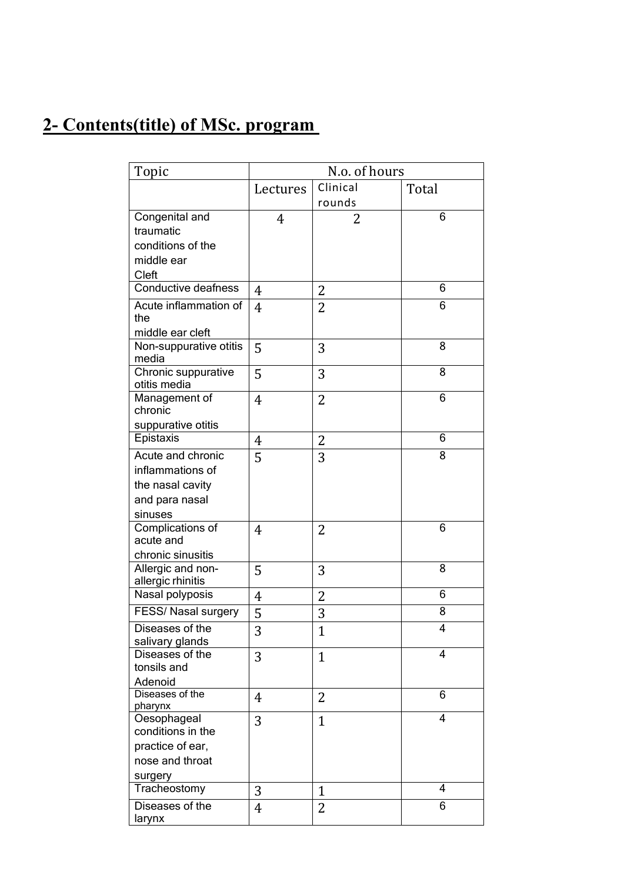## 2- Contents(title) of MSc. program

| Topic | N.o. of hours | | |
|---|---|---|---|
| | Lectures | Clinical rounds | Total |
| Congenital and traumatic conditions of the middle ear Cleft | 4 | 2 | 6 |
| Conductive deafness | 4 | 2 | 6 |
| Acute inflammation of the middle ear cleft | 4 | 2 | 6 |
| Non-suppurative otitis media | 5 | 3 | 8 |
| Chronic suppurative otitis media | 5 | 3 | 8 |
| Management of chronic suppurative otitis | 4 | 2 | 6 |
| Epistaxis | 4 | 2 | 6 |
| Acute and chronic inflammations of the nasal cavity and para nasal sinuses | 5 | 3 | 8 |
| Complications of acute and chronic sinusitis | 4 | 2 | 6 |
| Allergic and non-allergic rhinitis | 5 | 3 | 8 |
| Nasal polyposis | 4 | 2 | 6 |
| FESS/ Nasal surgery | 5 | 3 | 8 |
| Diseases of the salivary glands | 3 | 1 | 4 |
| Diseases of the tonsils and Adenoid | 3 | 1 | 4 |
| Diseases of the pharynx | 4 | 2 | 6 |
| Oesophageal conditions in the practice of ear, nose and throat surgery | 3 | 1 | 4 |
| Tracheostomy | 3 | 1 | 4 |
| Diseases of the larynx | 4 | 2 | 6 |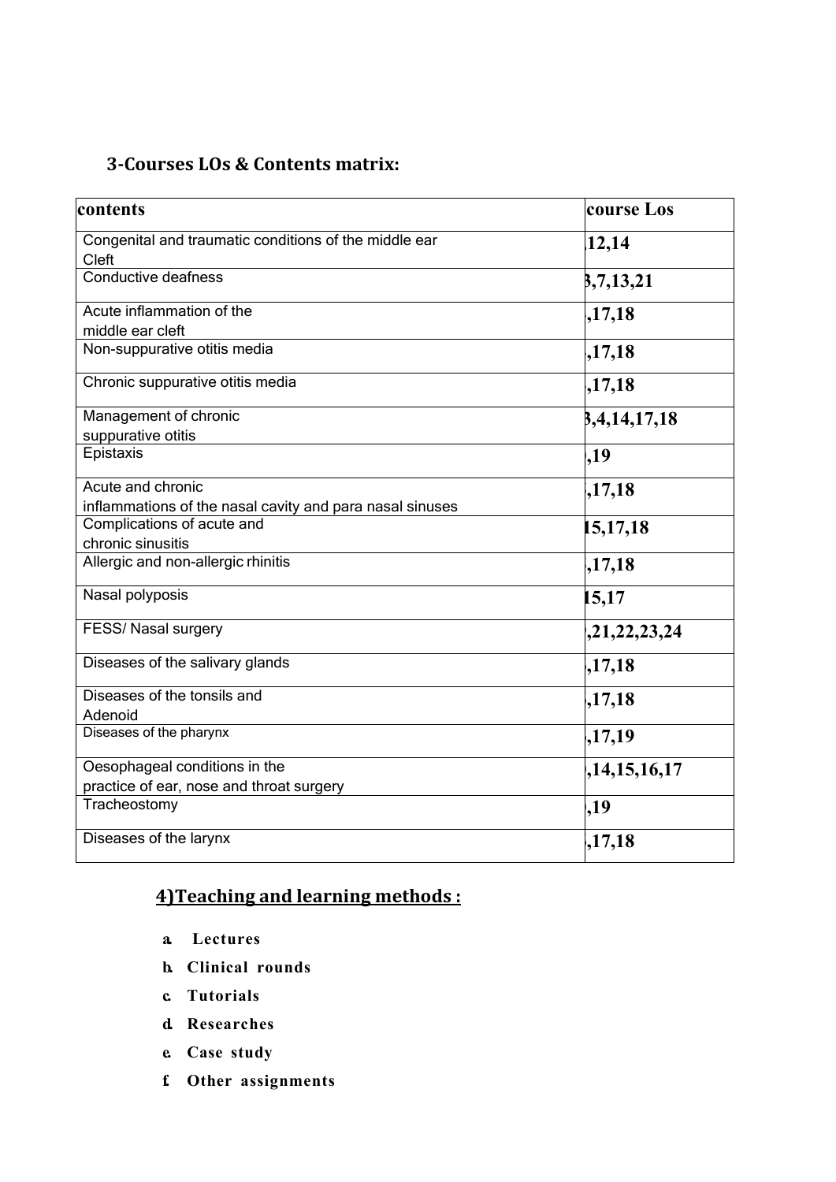## 3-Courses LOs & Contents matrix:

| contents | course Los |
|---|---|
| Congenital and traumatic conditions of the middle ear Cleft | ,12,14 |
| Conductive deafness | 3,7,13,21 |
| Acute inflammation of the middle ear cleft | ,17,18 |
| Non-suppurative otitis media | ,17,18 |
| Chronic suppurative otitis media | ,17,18 |
| Management of chronic suppurative otitis | 3,4,14,17,18 |
| Epistaxis | ,19 |
| Acute and chronic inflammations of the nasal cavity and para nasal sinuses | ,17,18 |
| Complications of acute and chronic sinusitis | 15,17,18 |
| Allergic and non-allergic rhinitis | ,17,18 |
| Nasal polyposis | 15,17 |
| FESS/ Nasal surgery | ,21,22,23,24 |
| Diseases of the salivary glands | ,17,18 |
| Diseases of the tonsils and Adenoid | ,17,18 |
| Diseases of the pharynx | ,17,19 |
| Oesophageal conditions in the practice of ear, nose and throat surgery | ,14,15,16,17 |
| Tracheostomy | ,19 |
| Diseases of the larynx | ,17,18 |

## 4)Teaching and learning methods :

a. **Lectures**
b. **Clinical rounds**
c. **Tutorials**
d. **Researches**
e. **Case study**
f. **Other assignments**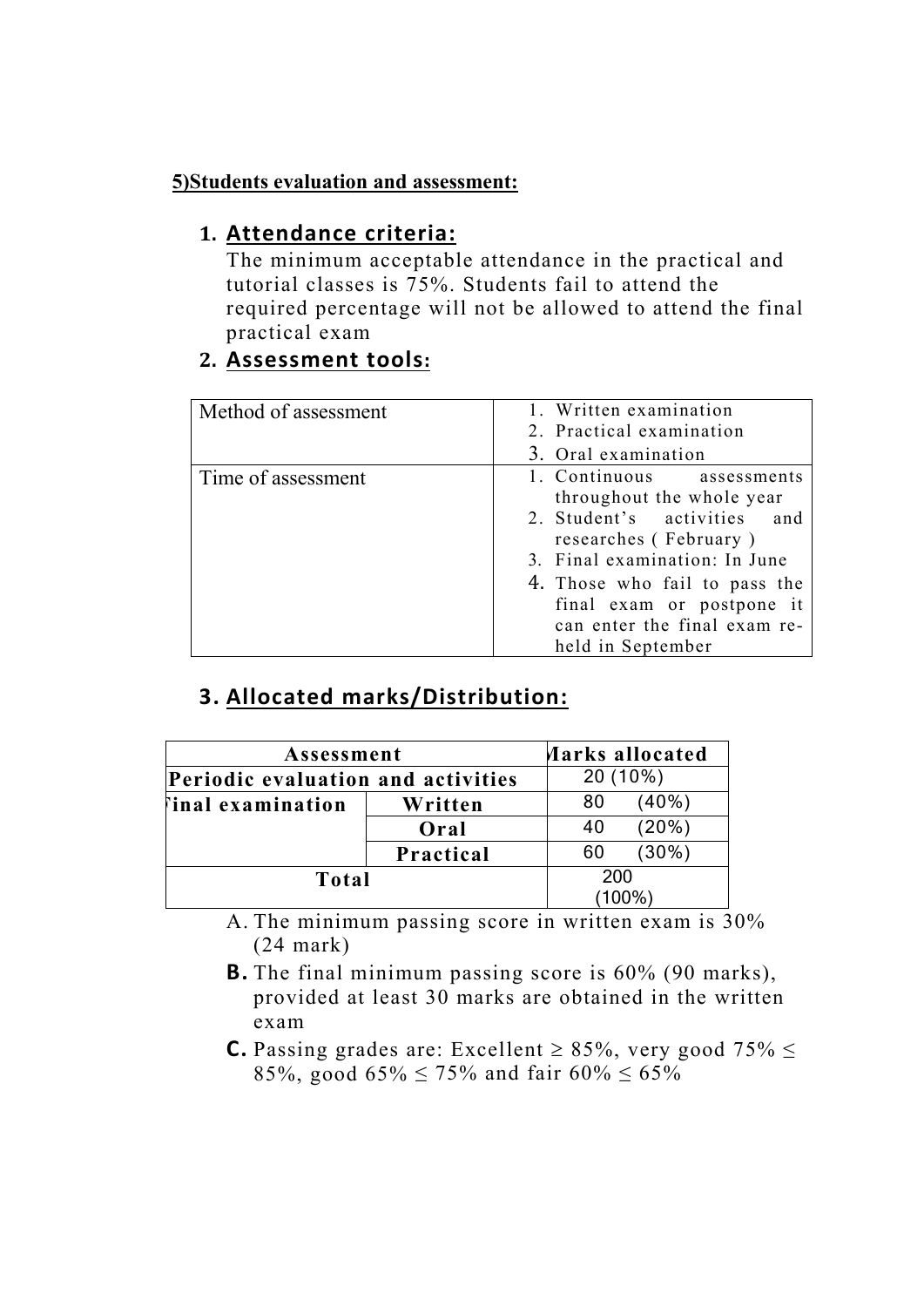**5)Students evaluation and assessment:**

## 1. Attendance criteria:

The minimum acceptable attendance in the practical and tutorial classes is 75%. Students fail to attend the required percentage will not be allowed to attend the final practical exam

## 2. Assessment tools:

| Method of assessment | 1. Written examination<br>2. Practical examination<br>3. Oral examination |
|---|---|
| Time of assessment | 1. Continuous assessments throughout the whole year<br>2. Student's activities and researches ( February )<br>3. Final examination: In June<br>4. Those who fail to pass the final exam or postpone it can enter the final exam re-held in September |

## 3. Allocated marks/Distribution:

| Assessment | | Marks allocated |
|---|---|---|
| Periodic evaluation and activities | | 20 (10%) |
| Final examination | Written | 80 (40%) |
| | Oral | 40 (20%) |
| | Practical | 60 (30%) |
| Total | | 200 (100%) |

A. The minimum passing score in written exam is 30% (24 mark)

**B.** The final minimum passing score is 60% (90 marks), provided at least 30 marks are obtained in the written exam

**C.** Passing grades are: Excellent ≥ 85%, very good 75% ≤ 85%, good 65% ≤ 75% and fair 60% ≤ 65%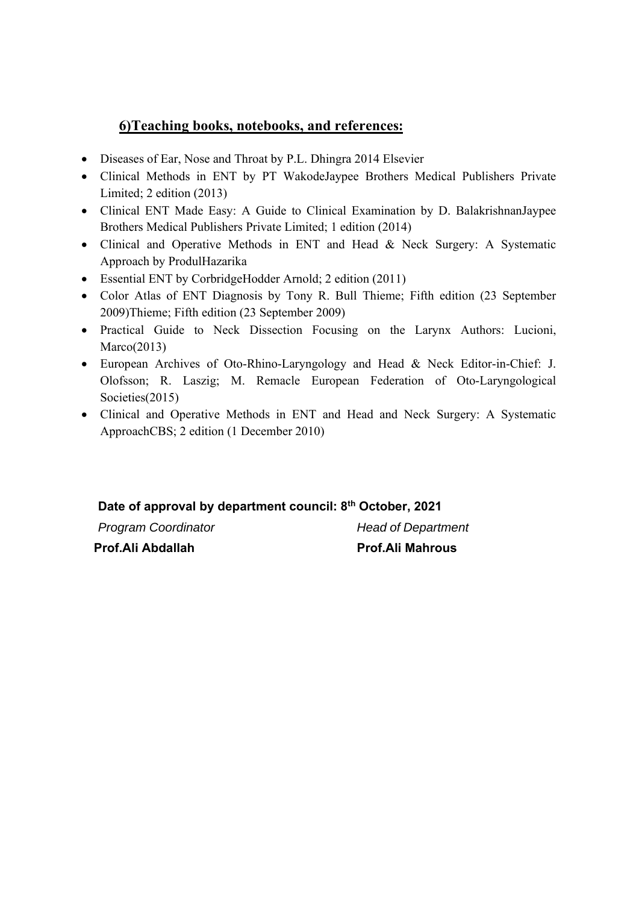## 6)Teaching books, notebooks, and references:

- Diseases of Ear, Nose and Throat by P.L. Dhingra 2014 Elsevier
- Clinical Methods in ENT by PT WakodeJaypee Brothers Medical Publishers Private Limited; 2 edition (2013)
- Clinical ENT Made Easy: A Guide to Clinical Examination by D. BalakrishnanJaypee Brothers Medical Publishers Private Limited; 1 edition (2014)
- Clinical and Operative Methods in ENT and Head & Neck Surgery: A Systematic Approach by ProdulHazarika
- Essential ENT by CorbridgeHodder Arnold; 2 edition (2011)
- Color Atlas of ENT Diagnosis by Tony R. Bull Thieme; Fifth edition (23 September 2009)Thieme; Fifth edition (23 September 2009)
- Practical Guide to Neck Dissection Focusing on the Larynx Authors: Lucioni, Marco(2013)
- European Archives of Oto-Rhino-Laryngology and Head & Neck Editor-in-Chief: J. Olofsson; R. Laszig; M. Remacle European Federation of Oto-Laryngological Societies(2015)
- Clinical and Operative Methods in ENT and Head and Neck Surgery: A Systematic ApproachCBS; 2 edition (1 December 2010)

**Date of approval by department council: 8th October, 2021**

| | |
|---|---|
| *Program Coordinator* | *Head of Department* |
| **Prof.Ali Abdallah** | **Prof.Ali Mahrous** |